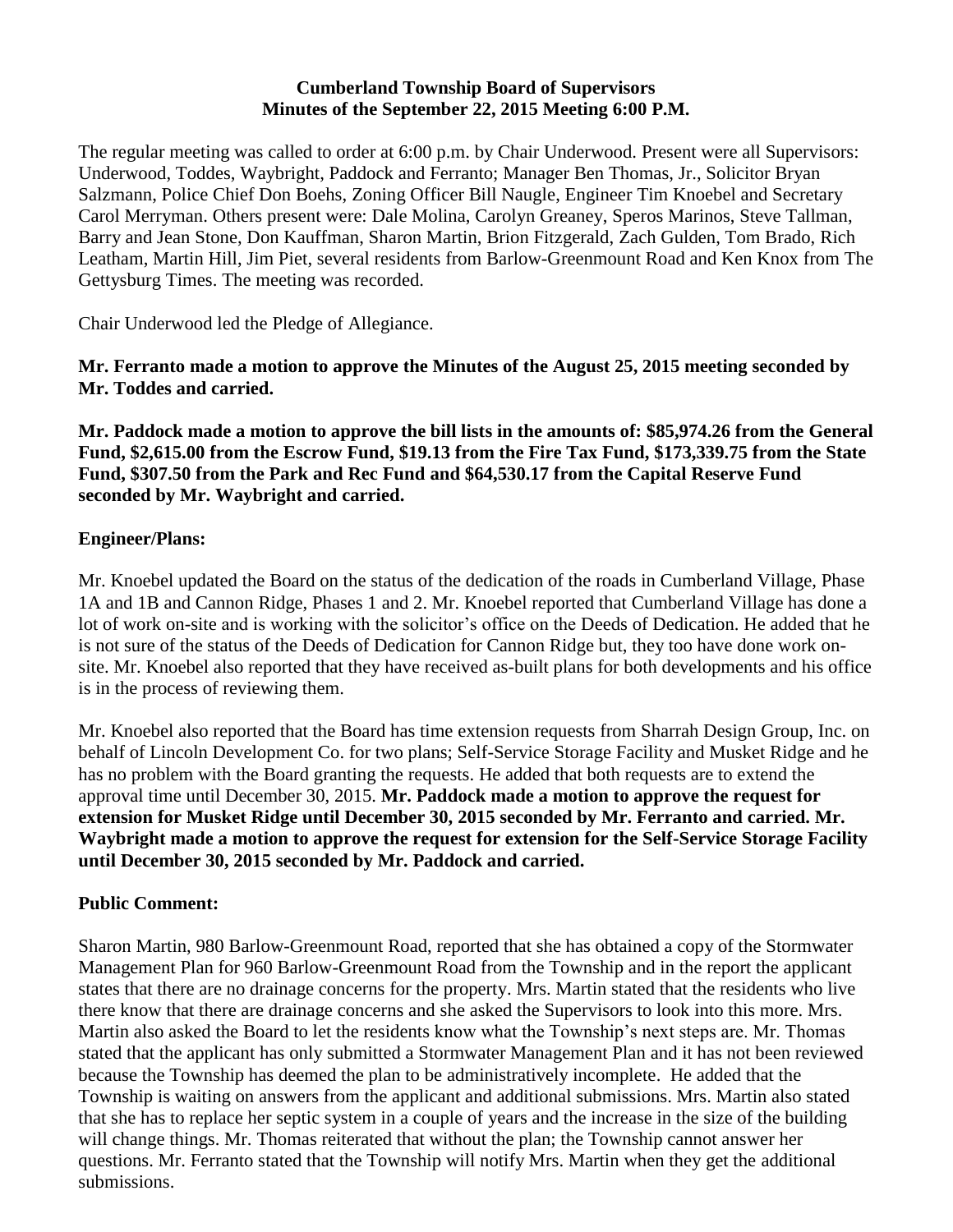**Cumberland Township Board of Supervisors**
**Minutes of the September 22, 2015 Meeting 6:00 P.M.**

The regular meeting was called to order at 6:00 p.m. by Chair Underwood. Present were all Supervisors: Underwood, Toddes, Waybright, Paddock and Ferranto; Manager Ben Thomas, Jr., Solicitor Bryan Salzmann, Police Chief Don Boehs, Zoning Officer Bill Naugle, Engineer Tim Knoebel and Secretary Carol Merryman. Others present were: Dale Molina, Carolyn Greaney, Speros Marinos, Steve Tallman, Barry and Jean Stone, Don Kauffman, Sharon Martin, Brion Fitzgerald, Zach Gulden, Tom Brado, Rich Leatham, Martin Hill, Jim Piet, several residents from Barlow-Greenmount Road and Ken Knox from The Gettysburg Times. The meeting was recorded.

Chair Underwood led the Pledge of Allegiance.

**Mr. Ferranto made a motion to approve the Minutes of the August 25, 2015 meeting seconded by Mr. Toddes and carried.**

**Mr. Paddock made a motion to approve the bill lists in the amounts of: $85,974.26 from the General Fund, $2,615.00 from the Escrow Fund, $19.13 from the Fire Tax Fund, $173,339.75 from the State Fund, $307.50 from the Park and Rec Fund and $64,530.17 from the Capital Reserve Fund seconded by Mr. Waybright and carried.**

**Engineer/Plans:**

Mr. Knoebel updated the Board on the status of the dedication of the roads in Cumberland Village, Phase 1A and 1B and Cannon Ridge, Phases 1 and 2. Mr. Knoebel reported that Cumberland Village has done a lot of work on-site and is working with the solicitor's office on the Deeds of Dedication. He added that he is not sure of the status of the Deeds of Dedication for Cannon Ridge but, they too have done work on-site. Mr. Knoebel also reported that they have received as-built plans for both developments and his office is in the process of reviewing them.

Mr. Knoebel also reported that the Board has time extension requests from Sharrah Design Group, Inc. on behalf of Lincoln Development Co. for two plans; Self-Service Storage Facility and Musket Ridge and he has no problem with the Board granting the requests. He added that both requests are to extend the approval time until December 30, 2015. **Mr. Paddock made a motion to approve the request for extension for Musket Ridge until December 30, 2015 seconded by Mr. Ferranto and carried. Mr. Waybright made a motion to approve the request for extension for the Self-Service Storage Facility until December 30, 2015 seconded by Mr. Paddock and carried.**

**Public Comment:**

Sharon Martin, 980 Barlow-Greenmount Road, reported that she has obtained a copy of the Stormwater Management Plan for 960 Barlow-Greenmount Road from the Township and in the report the applicant states that there are no drainage concerns for the property. Mrs. Martin stated that the residents who live there know that there are drainage concerns and she asked the Supervisors to look into this more. Mrs. Martin also asked the Board to let the residents know what the Township's next steps are. Mr. Thomas stated that the applicant has only submitted a Stormwater Management Plan and it has not been reviewed because the Township has deemed the plan to be administratively incomplete. He added that the Township is waiting on answers from the applicant and additional submissions. Mrs. Martin also stated that she has to replace her septic system in a couple of years and the increase in the size of the building will change things. Mr. Thomas reiterated that without the plan; the Township cannot answer her questions. Mr. Ferranto stated that the Township will notify Mrs. Martin when they get the additional submissions.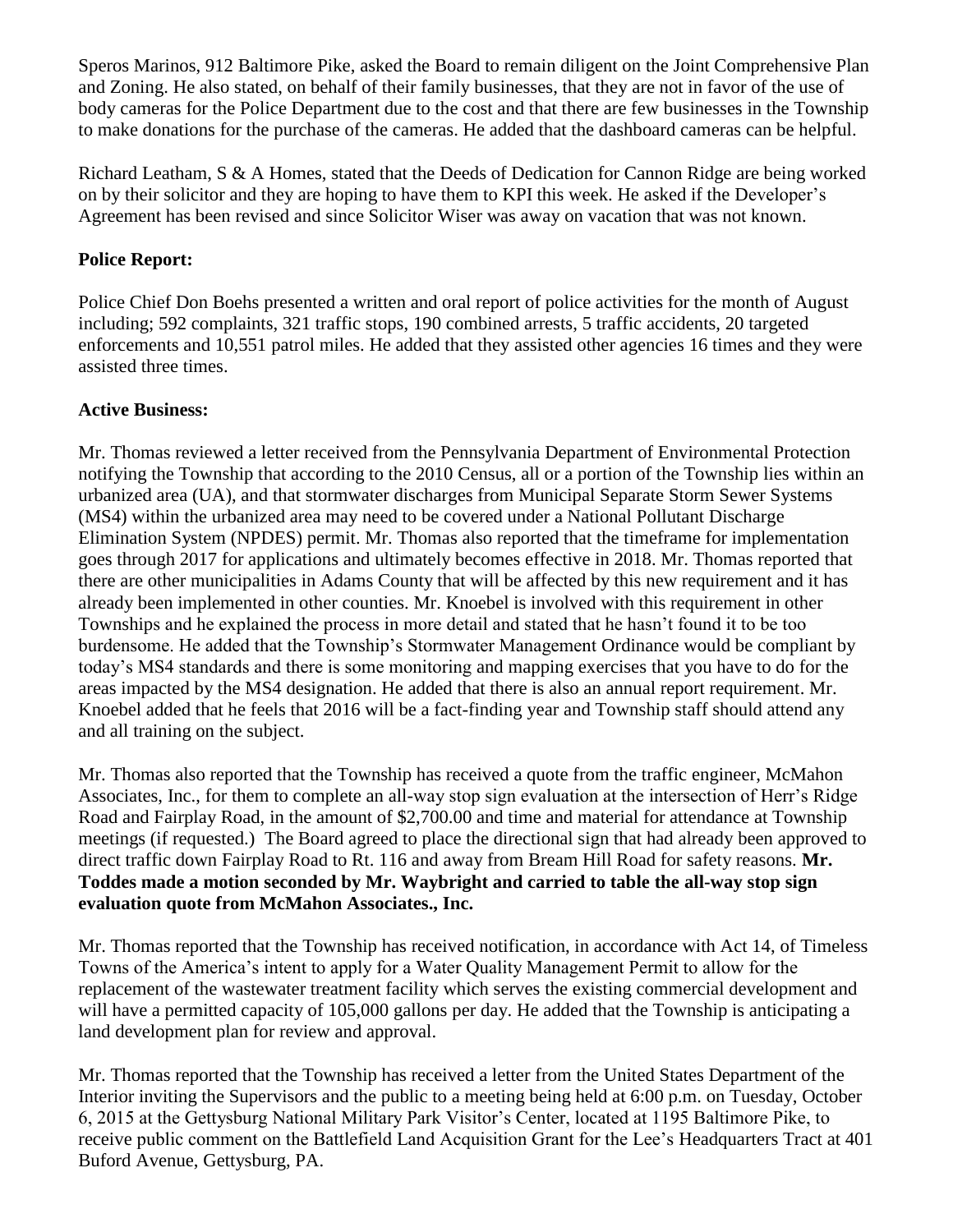Speros Marinos, 912 Baltimore Pike, asked the Board to remain diligent on the Joint Comprehensive Plan and Zoning. He also stated, on behalf of their family businesses, that they are not in favor of the use of body cameras for the Police Department due to the cost and that there are few businesses in the Township to make donations for the purchase of the cameras. He added that the dashboard cameras can be helpful.

Richard Leatham, S & A Homes, stated that the Deeds of Dedication for Cannon Ridge are being worked on by their solicitor and they are hoping to have them to KPI this week. He asked if the Developer's Agreement has been revised and since Solicitor Wiser was away on vacation that was not known.

**Police Report:**

Police Chief Don Boehs presented a written and oral report of police activities for the month of August including; 592 complaints, 321 traffic stops, 190 combined arrests, 5 traffic accidents, 20 targeted enforcements and 10,551 patrol miles. He added that they assisted other agencies 16 times and they were assisted three times.

**Active Business:**

Mr. Thomas reviewed a letter received from the Pennsylvania Department of Environmental Protection notifying the Township that according to the 2010 Census, all or a portion of the Township lies within an urbanized area (UA), and that stormwater discharges from Municipal Separate Storm Sewer Systems (MS4) within the urbanized area may need to be covered under a National Pollutant Discharge Elimination System (NPDES) permit. Mr. Thomas also reported that the timeframe for implementation goes through 2017 for applications and ultimately becomes effective in 2018. Mr. Thomas reported that there are other municipalities in Adams County that will be affected by this new requirement and it has already been implemented in other counties. Mr. Knoebel is involved with this requirement in other Townships and he explained the process in more detail and stated that he hasn't found it to be too burdensome. He added that the Township's Stormwater Management Ordinance would be compliant by today's MS4 standards and there is some monitoring and mapping exercises that you have to do for the areas impacted by the MS4 designation. He added that there is also an annual report requirement. Mr. Knoebel added that he feels that 2016 will be a fact-finding year and Township staff should attend any and all training on the subject.

Mr. Thomas also reported that the Township has received a quote from the traffic engineer, McMahon Associates, Inc., for them to complete an all-way stop sign evaluation at the intersection of Herr's Ridge Road and Fairplay Road, in the amount of $2,700.00 and time and material for attendance at Township meetings (if requested.) The Board agreed to place the directional sign that had already been approved to direct traffic down Fairplay Road to Rt. 116 and away from Bream Hill Road for safety reasons. **Mr. Toddes made a motion seconded by Mr. Waybright and carried to table the all-way stop sign evaluation quote from McMahon Associates., Inc.**

Mr. Thomas reported that the Township has received notification, in accordance with Act 14, of Timeless Towns of the America's intent to apply for a Water Quality Management Permit to allow for the replacement of the wastewater treatment facility which serves the existing commercial development and will have a permitted capacity of 105,000 gallons per day. He added that the Township is anticipating a land development plan for review and approval.

Mr. Thomas reported that the Township has received a letter from the United States Department of the Interior inviting the Supervisors and the public to a meeting being held at 6:00 p.m. on Tuesday, October 6, 2015 at the Gettysburg National Military Park Visitor's Center, located at 1195 Baltimore Pike, to receive public comment on the Battlefield Land Acquisition Grant for the Lee's Headquarters Tract at 401 Buford Avenue, Gettysburg, PA.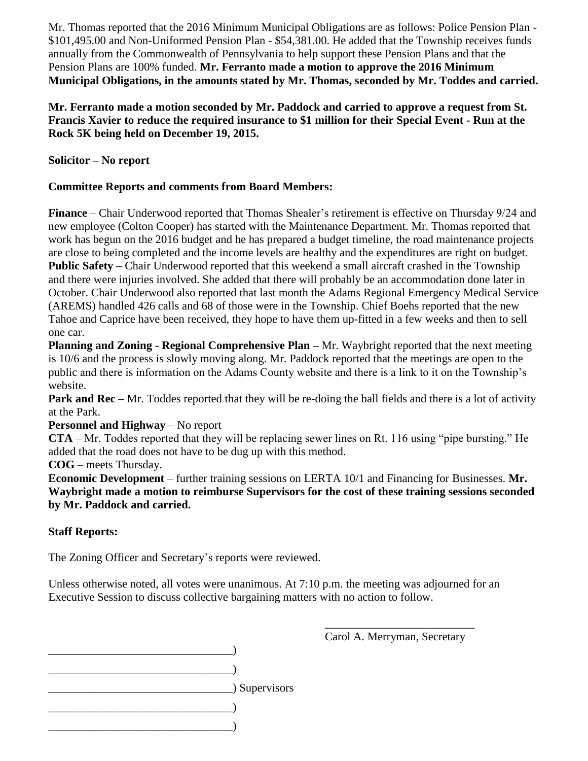Mr. Thomas reported that the 2016 Minimum Municipal Obligations are as follows: Police Pension Plan - $101,495.00 and Non-Uniformed Pension Plan - $54,381.00. He added that the Township receives funds annually from the Commonwealth of Pennsylvania to help support these Pension Plans and that the Pension Plans are 100% funded. **Mr. Ferranto made a motion to approve the 2016 Minimum Municipal Obligations, in the amounts stated by Mr. Thomas, seconded by Mr. Toddes and carried.**

**Mr. Ferranto made a motion seconded by Mr. Paddock and carried to approve a request from St. Francis Xavier to reduce the required insurance to $1 million for their Special Event - Run at the Rock 5K being held on December 19, 2015.**

**Solicitor – No report**

**Committee Reports and comments from Board Members:**

**Finance** – Chair Underwood reported that Thomas Shealer's retirement is effective on Thursday 9/24 and new employee (Colton Cooper) has started with the Maintenance Department. Mr. Thomas reported that work has begun on the 2016 budget and he has prepared a budget timeline, the road maintenance projects are close to being completed and the income levels are healthy and the expenditures are right on budget.

**Public Safety –** Chair Underwood reported that this weekend a small aircraft crashed in the Township and there were injuries involved. She added that there will probably be an accommodation done later in October. Chair Underwood also reported that last month the Adams Regional Emergency Medical Service (AREMS) handled 426 calls and 68 of those were in the Township. Chief Boehs reported that the new Tahoe and Caprice have been received, they hope to have them up-fitted in a few weeks and then to sell one car.

**Planning and Zoning - Regional Comprehensive Plan –** Mr. Waybright reported that the next meeting is 10/6 and the process is slowly moving along. Mr. Paddock reported that the meetings are open to the public and there is information on the Adams County website and there is a link to it on the Township's website.

**Park and Rec –** Mr. Toddes reported that they will be re-doing the ball fields and there is a lot of activity at the Park.

**Personnel and Highway** – No report

**CTA** – Mr. Toddes reported that they will be replacing sewer lines on Rt. 116 using "pipe bursting." He added that the road does not have to be dug up with this method.

**COG** – meets Thursday.

**Economic Development** – further training sessions on LERTA 10/1 and Financing for Businesses. **Mr. Waybright made a motion to reimburse Supervisors for the cost of these training sessions seconded by Mr. Paddock and carried.**

**Staff Reports:**

The Zoning Officer and Secretary's reports were reviewed.

Unless otherwise noted, all votes were unanimous. At 7:10 p.m. the meeting was adjourned for an Executive Session to discuss collective bargaining matters with no action to follow.

\_\_\_\_\_\_\_\_\_\_\_\_\_\_\_\_\_\_\_\_\_\_\_\_\_\_\_
Carol A. Merryman, Secretary

\_\_\_\_\_\_\_\_\_\_\_\_\_\_\_\_\_\_\_\_\_\_\_\_\_\_\_\_\_\_\_\_)
\_\_\_\_\_\_\_\_\_\_\_\_\_\_\_\_\_\_\_\_\_\_\_\_\_\_\_\_\_\_\_\_)
\_\_\_\_\_\_\_\_\_\_\_\_\_\_\_\_\_\_\_\_\_\_\_\_\_\_\_\_\_\_\_\_) Supervisors
\_\_\_\_\_\_\_\_\_\_\_\_\_\_\_\_\_\_\_\_\_\_\_\_\_\_\_\_\_\_\_\_)
\_\_\_\_\_\_\_\_\_\_\_\_\_\_\_\_\_\_\_\_\_\_\_\_\_\_\_\_\_\_\_\_)